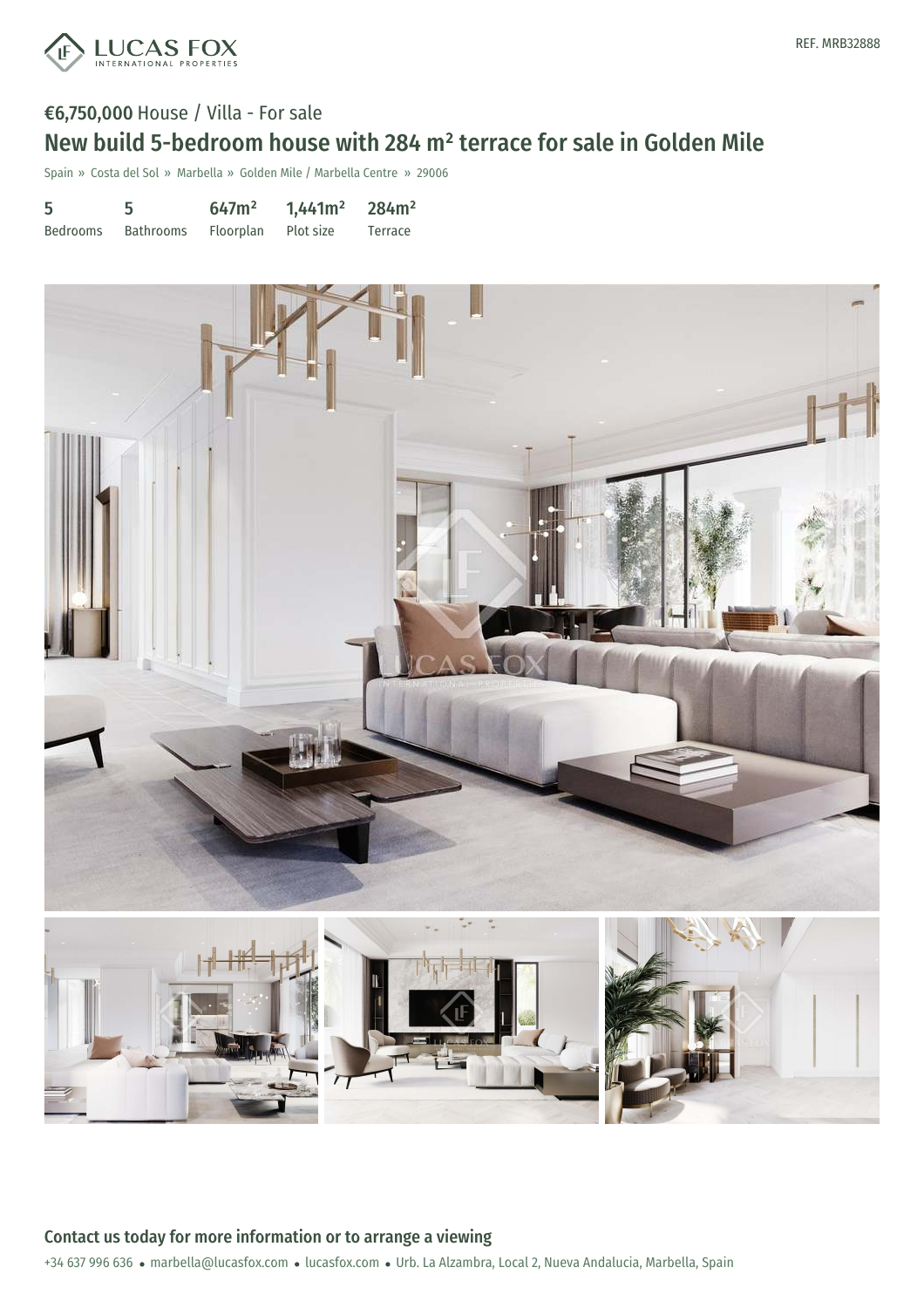REF. MRB32888

**€6,750,000** House / Villa - For sale

# New build 5-bedroom house with 284 m² terrace for sale in Golden Mile

Spain » Costa del Sol » Marbella » Golden Mile / Marbella Centre » 29006

| 5 | 5 | 647m² | 1,441m² | 284m² |
| --- | --- | --- | --- | --- |
| Bedrooms | Bathrooms | Floorplan | Plot size | Terrace |

## Contact us today for more information or to arrange a viewing

+34 637 996 636 • marbella@lucasfox.com • lucasfox.com • Urb. La Alzambra, Local 2, Nueva Andalucia, Marbella, Spain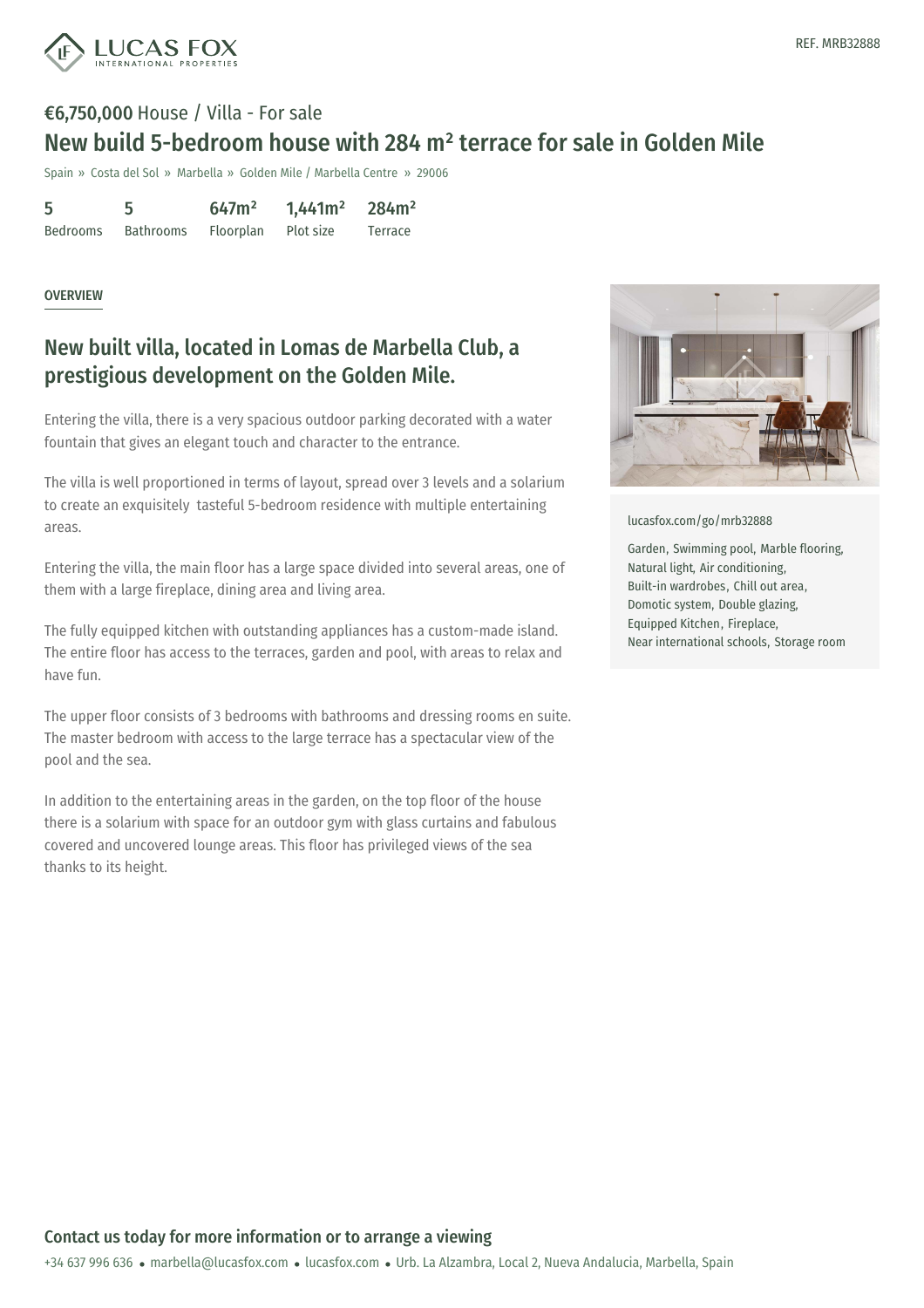**€6,750,000** House / Villa - For sale

# New build 5-bedroom house with 284 m² terrace for sale in Golden Mile

Spain » Costa del Sol » Marbella » Golden Mile / Marbella Centre » 29006

| 5 | 5 | 647m² | 1,441m² | 284m² |
|---|---|---|---|---|
| Bedrooms | Bathrooms | Floorplan | Plot size | Terrace |

OVERVIEW

## New built villa, located in Lomas de Marbella Club, a prestigious development on the Golden Mile.

Entering the villa, there is a very spacious outdoor parking decorated with a water fountain that gives an elegant touch and character to the entrance.

The villa is well proportioned in terms of layout, spread over 3 levels and a solarium to create an exquisitely tasteful 5-bedroom residence with multiple entertaining areas.

Entering the villa, the main floor has a large space divided into several areas, one of them with a large fireplace, dining area and living area.

The fully equipped kitchen with outstanding appliances has a custom-made island. The entire floor has access to the terraces, garden and pool, with areas to relax and have fun.

The upper floor consists of 3 bedrooms with bathrooms and dressing rooms en suite. The master bedroom with access to the large terrace has a spectacular view of the pool and the sea.

In addition to the entertaining areas in the garden, on the top floor of the house there is a solarium with space for an outdoor gym with glass curtains and fabulous covered and uncovered lounge areas. This floor has privileged views of the sea thanks to its height.

lucasfox.com/go/mrb32888

Garden, Swimming pool, Marble flooring, Natural light, Air conditioning, Built-in wardrobes, Chill out area, Domotic system, Double glazing, Equipped Kitchen, Fireplace, Near international schools, Storage room

## Contact us today for more information or to arrange a viewing

+34 637 996 636 • marbella@lucasfox.com • lucasfox.com • Urb. La Alzambra, Local 2, Nueva Andalucia, Marbella, Spain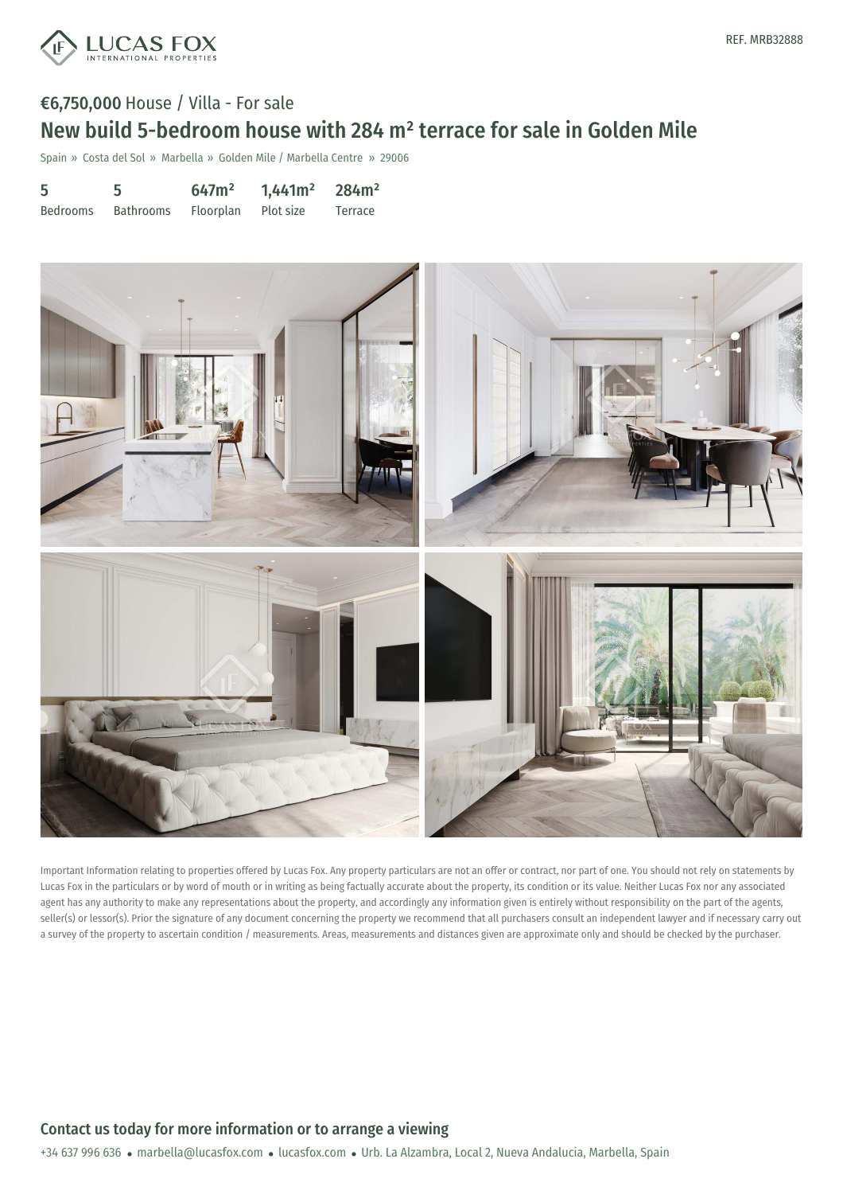REF. MRB32888

**€6,750,000** House / Villa - For sale

# New build 5-bedroom house with 284 m² terrace for sale in Golden Mile

Spain » Costa del Sol » Marbella » Golden Mile / Marbella Centre » 29006

| | | | | |
|---|---|---|---|---|
| 5 | 5 | 647m² | 1,441m² | 284m² |
| Bedrooms | Bathrooms | Floorplan | Plot size | Terrace |

Important Information relating to properties offered by Lucas Fox. Any property particulars are not an offer or contract, nor part of one. You should not rely on statements by Lucas Fox in the particulars or by word of mouth or in writing as being factually accurate about the property, its condition or its value. Neither Lucas Fox nor any associated agent has any authority to make any representations about the property, and accordingly any information given is entirely without responsibility on the part of the agents, seller(s) or lessor(s). Prior the signature of any document concerning the property we recommend that all purchasers consult an independent lawyer and if necessary carry out a survey of the property to ascertain condition / measurements. Areas, measurements and distances given are approximate only and should be checked by the purchaser.

## Contact us today for more information or to arrange a viewing

+34 637 996 636 • marbella@lucasfox.com • lucasfox.com • Urb. La Alzambra, Local 2, Nueva Andalucia, Marbella, Spain